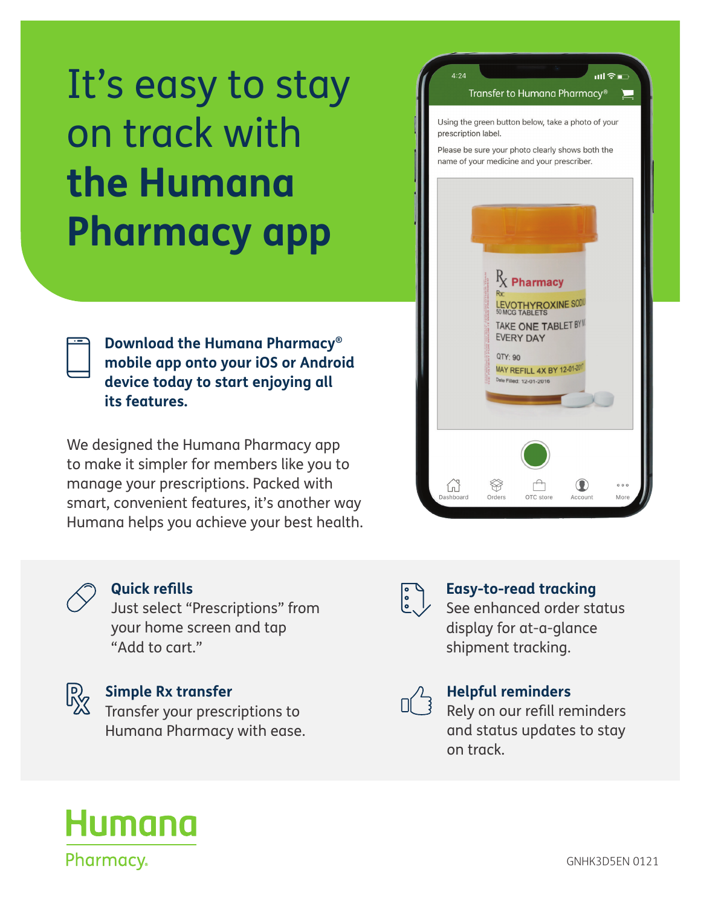# It's easy to stay on track with **the Humana Pharmacy app**

**Download the Humana Pharmacy® mobile app onto your iOS or Android device today to start enjoying all its features.**

We designed the Humana Pharmacy app to make it simpler for members like you to manage your prescriptions. Packed with smart, convenient features, it's another way Humana helps you achieve your best health.

### Quick refills
Just select "Prescriptions" from your home screen and tap "Add to cart."

### Simple Rx transfer
Transfer your prescriptions to Humana Pharmacy with ease.

### Easy-to-read tracking
See enhanced order status display for at-a-glance shipment tracking.

### Helpful reminders
Rely on our refill reminders and status updates to stay on track.

Humana Pharmacy.

GNHK3D5EN 0121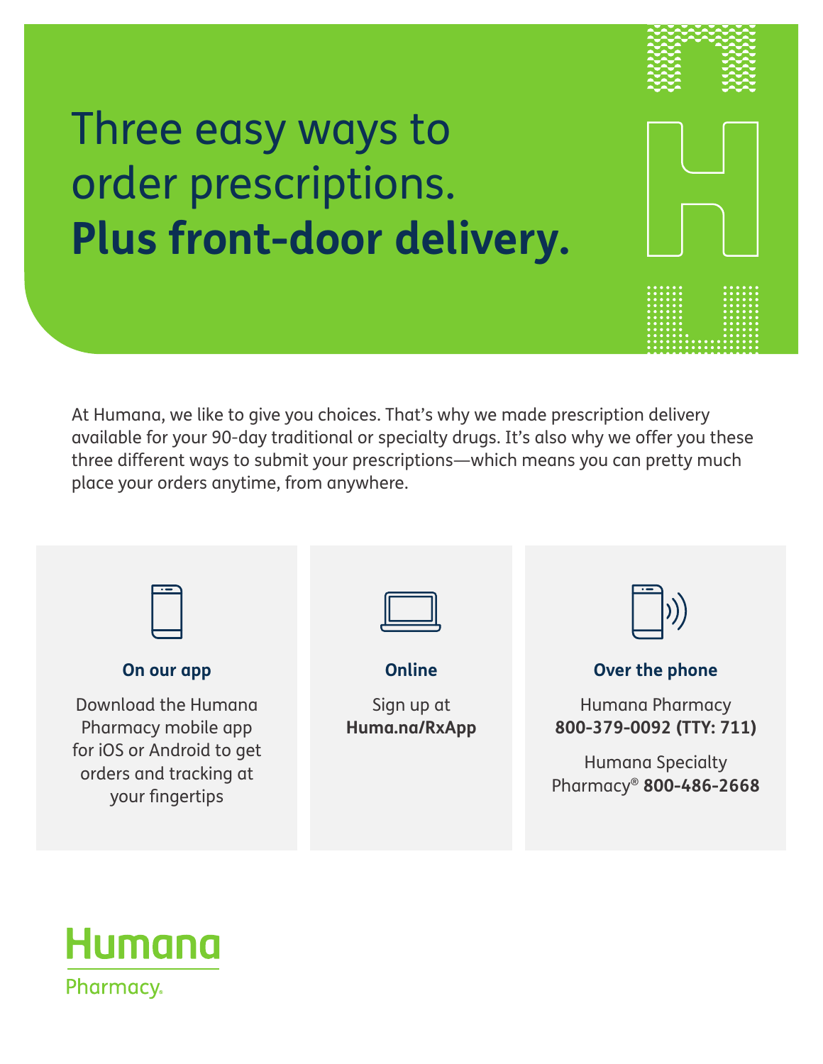# Three easy ways to order prescriptions. **Plus front-door delivery.**

At Humana, we like to give you choices. That's why we made prescription delivery available for your 90-day traditional or specialty drugs. It's also why we offer you these three different ways to submit your prescriptions—which means you can pretty much place your orders anytime, from anywhere.

### On our app

Download the Humana Pharmacy mobile app for iOS or Android to get orders and tracking at your fingertips

### Online

Sign up at **Huma.na/RxApp**

### Over the phone

Humana Pharmacy **800-379-0092 (TTY: 711)**

Humana Specialty Pharmacy® **800-486-2668**

Humana Pharmacy.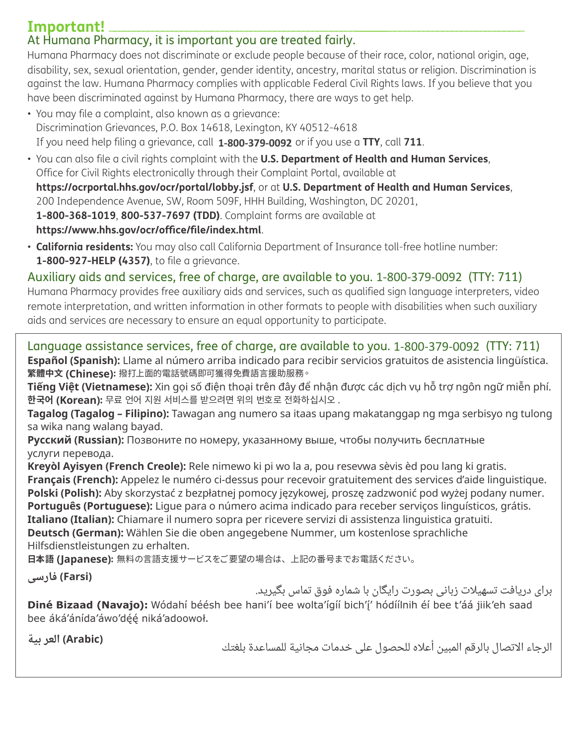## Important!

### At Humana Pharmacy, it is important you are treated fairly.

Humana Pharmacy does not discriminate or exclude people because of their race, color, national origin, age, disability, sex, sexual orientation, gender, gender identity, ancestry, marital status or religion. Discrimination is against the law. Humana Pharmacy complies with applicable Federal Civil Rights laws. If you believe that you have been discriminated against by Humana Pharmacy, there are ways to get help.

- You may file a complaint, also known as a grievance:
  Discrimination Grievances, P.O. Box 14618, Lexington, KY 40512-4618
  If you need help filing a grievance, call **1-800-379-0092** or if you use a **TTY**, call **711**.
- You can also file a civil rights complaint with the **U.S. Department of Health and Human Services**, Office for Civil Rights electronically through their Complaint Portal, available at **https://ocrportal.hhs.gov/ocr/portal/lobby.jsf**, or at **U.S. Department of Health and Human Services**, 200 Independence Avenue, SW, Room 509F, HHH Building, Washington, DC 20201, **1-800-368-1019**, **800-537-7697 (TDD)**. Complaint forms are available at **https://www.hhs.gov/ocr/office/file/index.html**.
- **California residents:** You may also call California Department of Insurance toll-free hotline number: **1-800-927-HELP (4357)**, to file a grievance.

### Auxiliary aids and services, free of charge, are available to you. 1-800-379-0092 (TTY: 711)

Humana Pharmacy provides free auxiliary aids and services, such as qualified sign language interpreters, video remote interpretation, and written information in other formats to people with disabilities when such auxiliary aids and services are necessary to ensure an equal opportunity to participate.

### Language assistance services, free of charge, are available to you. 1-800-379-0092 (TTY: 711)

**Español (Spanish):** Llame al número arriba indicado para recibir servicios gratuitos de asistencia lingüística.
**繁體中文 (Chinese):** 撥打上面的電話號碼即可獲得免費語言援助服務。
**Tiếng Việt (Vietnamese):** Xin gọi số điện thoại trên đây để nhận được các dịch vụ hỗ trợ ngôn ngữ miễn phí.
**한국어 (Korean):** 무료 언어 지원 서비스를 받으려면 위의 번호로 전화하십시오 .
**Tagalog (Tagalog – Filipino):** Tawagan ang numero sa itaas upang makatanggap ng mga serbisyo ng tulong sa wika nang walang bayad.
**Русский (Russian):** Позвоните по номеру, указанному выше, чтобы получить бесплатные услуги перевода.
**Kreyòl Ayisyen (French Creole):** Rele nimewo ki pi wo la a, pou resevwa sèvis èd pou lang ki gratis.
**Français (French):** Appelez le numéro ci-dessus pour recevoir gratuitement des services d'aide linguistique.
**Polski (Polish):** Aby skorzystać z bezpłatnej pomocy językowej, proszę zadzwonić pod wyżej podany numer.
**Português (Portuguese):** Ligue para o número acima indicado para receber serviços linguísticos, grátis.
**Italiano (Italian):** Chiamare il numero sopra per ricevere servizi di assistenza linguistica gratuiti.
**Deutsch (German):** Wählen Sie die oben angegebene Nummer, um kostenlose sprachliche Hilfsdienstleistungen zu erhalten.
**日本語 (Japanese):** 無料の言語支援サービスをご要望の場合は、上記の番号までお電話ください。
**فارسی (Farsi)**
برای دریافت تسهیلات زبانی بصورت رایگان با شماره فوق تماس بگیرید.
**Diné Bizaad (Navajo):** Wódahí béésh bee hani'í bee wolta'ígíí bich'į' hódíílnih éí bee t'áá jiik'eh saad bee áká'ánída'áwo'dę́ę́ niká'adoowoł.
**العربية (Arabic)**
الرجاء الاتصال بالرقم المبين أعلاه للحصول على خدمات مجانية للمساعدة بلغتك